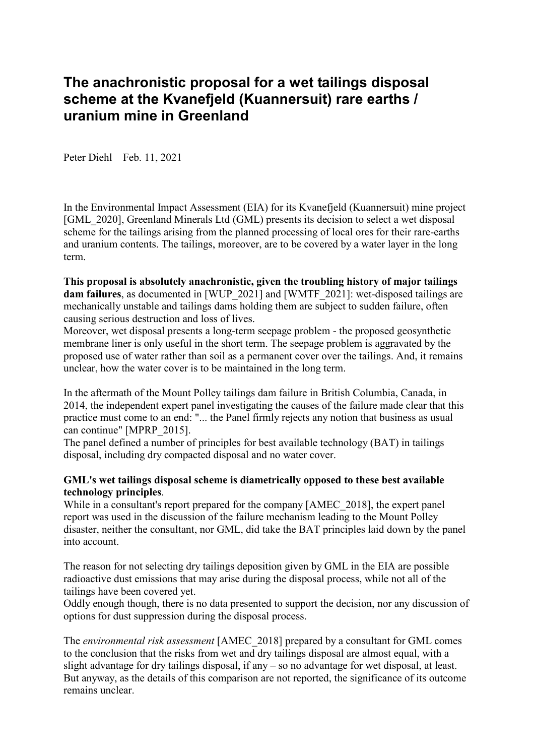# The anachronistic proposal for a wet tailings disposal scheme at the Kvanefjeld (Kuannersuit) rare earths / uranium mine in Greenland

Peter Diehl    Feb. 11, 2021

In the Environmental Impact Assessment (EIA) for its Kvanefjeld (Kuannersuit) mine project [GML_2020], Greenland Minerals Ltd (GML) presents its decision to select a wet disposal scheme for the tailings arising from the planned processing of local ores for their rare-earths and uranium contents. The tailings, moreover, are to be covered by a water layer in the long term.

**This proposal is absolutely anachronistic, given the troubling history of major tailings dam failures**, as documented in [WUP_2021] and [WMTF_2021]: wet-disposed tailings are mechanically unstable and tailings dams holding them are subject to sudden failure, often causing serious destruction and loss of lives.
Moreover, wet disposal presents a long-term seepage problem - the proposed geosynthetic membrane liner is only useful in the short term. The seepage problem is aggravated by the proposed use of water rather than soil as a permanent cover over the tailings. And, it remains unclear, how the water cover is to be maintained in the long term.

In the aftermath of the Mount Polley tailings dam failure in British Columbia, Canada, in 2014, the independent expert panel investigating the causes of the failure made clear that this practice must come to an end: "... the Panel firmly rejects any notion that business as usual can continue" [MPRP_2015].
The panel defined a number of principles for best available technology (BAT) in tailings disposal, including dry compacted disposal and no water cover.

**GML's wet tailings disposal scheme is diametrically opposed to these best available technology principles**.
While in a consultant's report prepared for the company [AMEC_2018], the expert panel report was used in the discussion of the failure mechanism leading to the Mount Polley disaster, neither the consultant, nor GML, did take the BAT principles laid down by the panel into account.

The reason for not selecting dry tailings deposition given by GML in the EIA are possible radioactive dust emissions that may arise during the disposal process, while not all of the tailings have been covered yet.
Oddly enough though, there is no data presented to support the decision, nor any discussion of options for dust suppression during the disposal process.

The *environmental risk assessment* [AMEC_2018] prepared by a consultant for GML comes to the conclusion that the risks from wet and dry tailings disposal are almost equal, with a slight advantage for dry tailings disposal, if any – so no advantage for wet disposal, at least. But anyway, as the details of this comparison are not reported, the significance of its outcome remains unclear.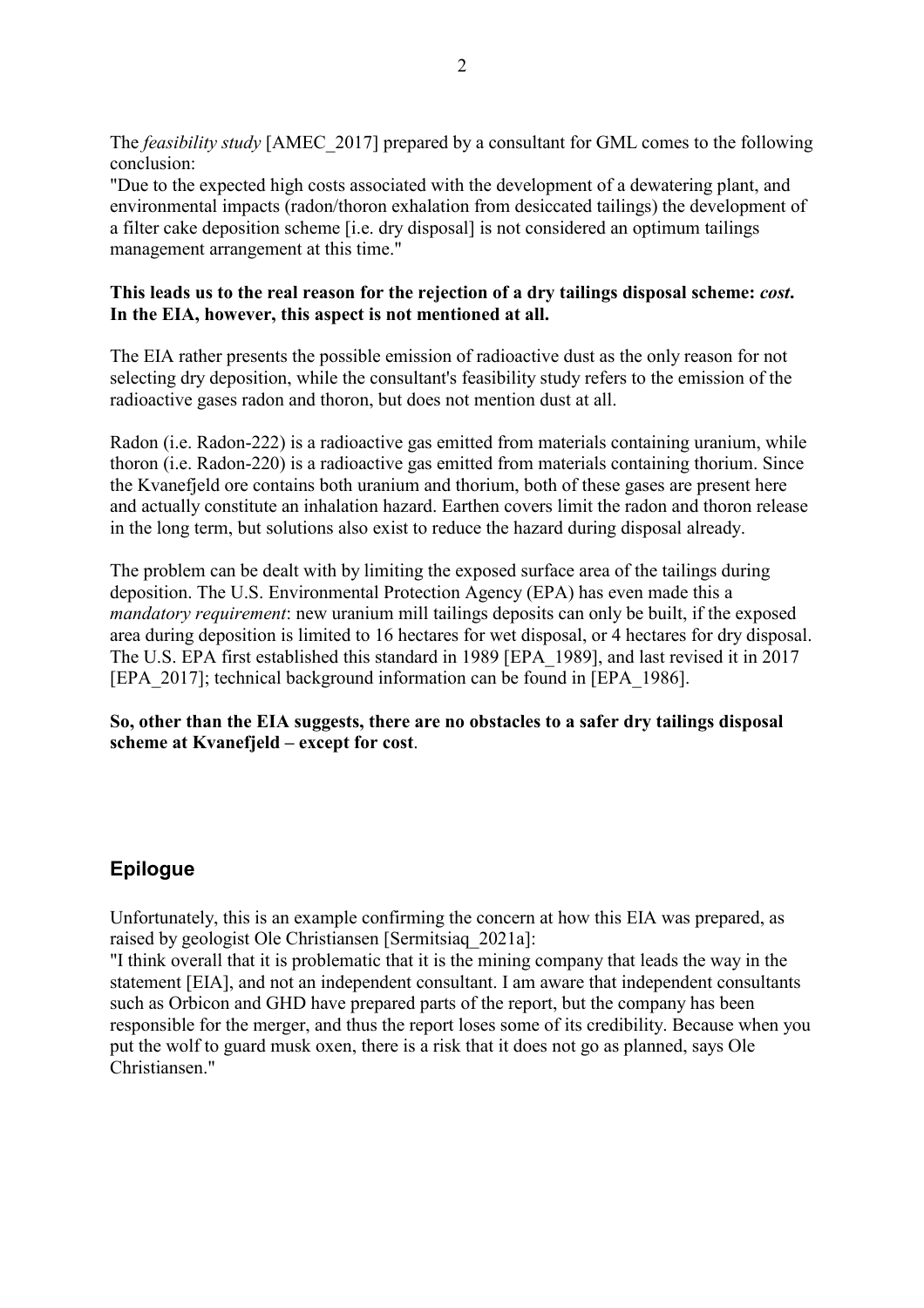The *feasibility study* [AMEC_2017] prepared by a consultant for GML comes to the following conclusion:
"Due to the expected high costs associated with the development of a dewatering plant, and environmental impacts (radon/thoron exhalation from desiccated tailings) the development of a filter cake deposition scheme [i.e. dry disposal] is not considered an optimum tailings management arrangement at this time."

**This leads us to the real reason for the rejection of a dry tailings disposal scheme: *cost*. In the EIA, however, this aspect is not mentioned at all.**

The EIA rather presents the possible emission of radioactive dust as the only reason for not selecting dry deposition, while the consultant's feasibility study refers to the emission of the radioactive gases radon and thoron, but does not mention dust at all.

Radon (i.e. Radon-222) is a radioactive gas emitted from materials containing uranium, while thoron (i.e. Radon-220) is a radioactive gas emitted from materials containing thorium. Since the Kvanefjeld ore contains both uranium and thorium, both of these gases are present here and actually constitute an inhalation hazard. Earthen covers limit the radon and thoron release in the long term, but solutions also exist to reduce the hazard during disposal already.

The problem can be dealt with by limiting the exposed surface area of the tailings during deposition. The U.S. Environmental Protection Agency (EPA) has even made this a *mandatory requirement*: new uranium mill tailings deposits can only be built, if the exposed area during deposition is limited to 16 hectares for wet disposal, or 4 hectares for dry disposal. The U.S. EPA first established this standard in 1989 [EPA_1989], and last revised it in 2017 [EPA_2017]; technical background information can be found in [EPA_1986].

**So, other than the EIA suggests, there are no obstacles to a safer dry tailings disposal scheme at Kvanefjeld – except for cost**.

## Epilogue

Unfortunately, this is an example confirming the concern at how this EIA was prepared, as raised by geologist Ole Christiansen [Sermitsiaq_2021a]:
"I think overall that it is problematic that it is the mining company that leads the way in the statement [EIA], and not an independent consultant. I am aware that independent consultants such as Orbicon and GHD have prepared parts of the report, but the company has been responsible for the merger, and thus the report loses some of its credibility. Because when you put the wolf to guard musk oxen, there is a risk that it does not go as planned, says Ole Christiansen."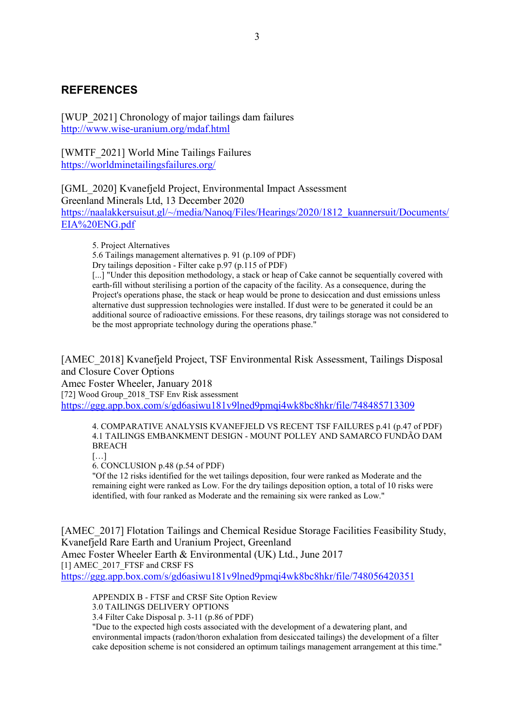## REFERENCES

[WUP_2021] Chronology of major tailings dam failures
http://www.wise-uranium.org/mdaf.html

[WMTF_2021] World Mine Tailings Failures
https://worldminetailingsfailures.org/

[GML_2020] Kvanefjeld Project, Environmental Impact Assessment
Greenland Minerals Ltd, 13 December 2020
https://naalakkersuisut.gl/~/media/Nanoq/Files/Hearings/2020/1812_kuannersuit/Documents/EIA%20ENG.pdf

> 5. Project Alternatives
> 5.6 Tailings management alternatives p. 91 (p.109 of PDF)
> Dry tailings deposition - Filter cake p.97 (p.115 of PDF)
> [...] "Under this deposition methodology, a stack or heap of Cake cannot be sequentially covered with earth-fill without sterilising a portion of the capacity of the facility. As a consequence, during the Project's operations phase, the stack or heap would be prone to desiccation and dust emissions unless alternative dust suppression technologies were installed. If dust were to be generated it could be an additional source of radioactive emissions. For these reasons, dry tailings storage was not considered to be the most appropriate technology during the operations phase."

[AMEC_2018] Kvanefjeld Project, TSF Environmental Risk Assessment, Tailings Disposal and Closure Cover Options
Amec Foster Wheeler, January 2018
[72] Wood Group_2018_TSF Env Risk assessment
https://ggg.app.box.com/s/gd6asiwu181v9lned9pmqi4wk8bc8hkr/file/748485713309

> 4. COMPARATIVE ANALYSIS KVANEFJELD VS RECENT TSF FAILURES p.41 (p.47 of PDF)
> 4.1 TAILINGS EMBANKMENT DESIGN - MOUNT POLLEY AND SAMARCO FUNDÃO DAM BREACH
> […]
> 6. CONCLUSION p.48 (p.54 of PDF)
> "Of the 12 risks identified for the wet tailings deposition, four were ranked as Moderate and the remaining eight were ranked as Low. For the dry tailings deposition option, a total of 10 risks were identified, with four ranked as Moderate and the remaining six were ranked as Low."

[AMEC_2017] Flotation Tailings and Chemical Residue Storage Facilities Feasibility Study, Kvanefjeld Rare Earth and Uranium Project, Greenland
Amec Foster Wheeler Earth & Environmental (UK) Ltd., June 2017
[1] AMEC_2017_FTSF and CRSF FS
https://ggg.app.box.com/s/gd6asiwu181v9lned9pmqi4wk8bc8hkr/file/748056420351

> APPENDIX B - FTSF and CRSF Site Option Review
> 3.0 TAILINGS DELIVERY OPTIONS
> 3.4 Filter Cake Disposal p. 3-11 (p.86 of PDF)
> "Due to the expected high costs associated with the development of a dewatering plant, and environmental impacts (radon/thoron exhalation from desiccated tailings) the development of a filter cake deposition scheme is not considered an optimum tailings management arrangement at this time."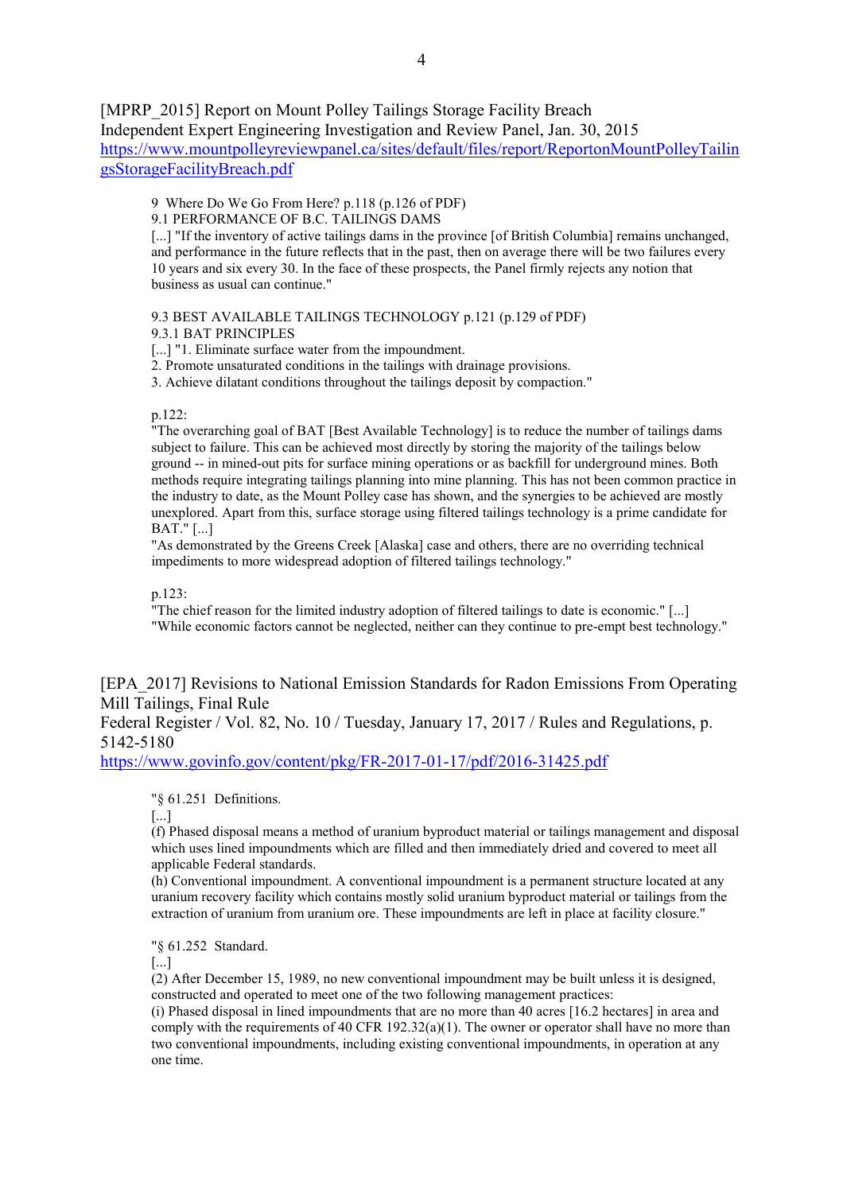[MPRP_2015] Report on Mount Polley Tailings Storage Facility Breach
Independent Expert Engineering Investigation and Review Panel, Jan. 30, 2015
https://www.mountpolleyreviewpanel.ca/sites/default/files/report/ReportonMountPolleyTailingsStorageFacilityBreach.pdf

> 9 Where Do We Go From Here? p.118 (p.126 of PDF)
> 9.1 PERFORMANCE OF B.C. TAILINGS DAMS
> [...] "If the inventory of active tailings dams in the province [of British Columbia] remains unchanged, and performance in the future reflects that in the past, then on average there will be two failures every 10 years and six every 30. In the face of these prospects, the Panel firmly rejects any notion that business as usual can continue."
>
> 9.3 BEST AVAILABLE TAILINGS TECHNOLOGY p.121 (p.129 of PDF)
> 9.3.1 BAT PRINCIPLES
> [...] "1. Eliminate surface water from the impoundment.
> 2. Promote unsaturated conditions in the tailings with drainage provisions.
> 3. Achieve dilatant conditions throughout the tailings deposit by compaction."
>
> p.122:
> "The overarching goal of BAT [Best Available Technology] is to reduce the number of tailings dams subject to failure. This can be achieved most directly by storing the majority of the tailings below ground -- in mined-out pits for surface mining operations or as backfill for underground mines. Both methods require integrating tailings planning into mine planning. This has not been common practice in the industry to date, as the Mount Polley case has shown, and the synergies to be achieved are mostly unexplored. Apart from this, surface storage using filtered tailings technology is a prime candidate for BAT." [...]
> "As demonstrated by the Greens Creek [Alaska] case and others, there are no overriding technical impediments to more widespread adoption of filtered tailings technology."
>
> p.123:
> "The chief reason for the limited industry adoption of filtered tailings to date is economic." [...]
> "While economic factors cannot be neglected, neither can they continue to pre-empt best technology."

[EPA_2017] Revisions to National Emission Standards for Radon Emissions From Operating Mill Tailings, Final Rule
Federal Register / Vol. 82, No. 10 / Tuesday, January 17, 2017 / Rules and Regulations, p. 5142-5180
https://www.govinfo.gov/content/pkg/FR-2017-01-17/pdf/2016-31425.pdf

> "§ 61.251 Definitions.
> [...]
> (f) Phased disposal means a method of uranium byproduct material or tailings management and disposal which uses lined impoundments which are filled and then immediately dried and covered to meet all applicable Federal standards.
> (h) Conventional impoundment. A conventional impoundment is a permanent structure located at any uranium recovery facility which contains mostly solid uranium byproduct material or tailings from the extraction of uranium from uranium ore. These impoundments are left in place at facility closure."
>
> "§ 61.252 Standard.
> [...]
> (2) After December 15, 1989, no new conventional impoundment may be built unless it is designed, constructed and operated to meet one of the two following management practices:
> (i) Phased disposal in lined impoundments that are no more than 40 acres [16.2 hectares] in area and comply with the requirements of 40 CFR 192.32(a)(1). The owner or operator shall have no more than two conventional impoundments, including existing conventional impoundments, in operation at any one time.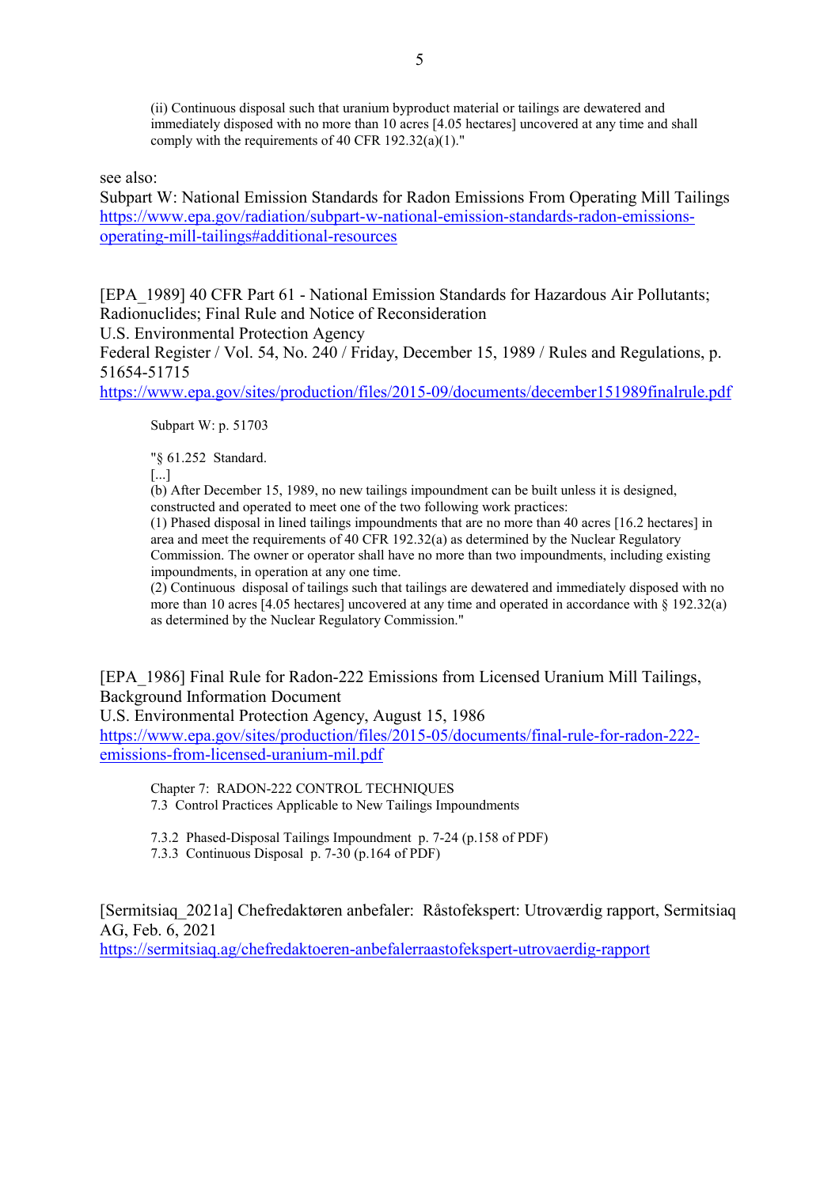> (ii) Continuous disposal such that uranium byproduct material or tailings are dewatered and immediately disposed with no more than 10 acres [4.05 hectares] uncovered at any time and shall comply with the requirements of 40 CFR 192.32(a)(1)."

see also:
Subpart W: National Emission Standards for Radon Emissions From Operating Mill Tailings
https://www.epa.gov/radiation/subpart-w-national-emission-standards-radon-emissions-operating-mill-tailings#additional-resources

[EPA_1989] 40 CFR Part 61 - National Emission Standards for Hazardous Air Pollutants; Radionuclides; Final Rule and Notice of Reconsideration
U.S. Environmental Protection Agency
Federal Register / Vol. 54, No. 240 / Friday, December 15, 1989 / Rules and Regulations, p. 51654-51715
https://www.epa.gov/sites/production/files/2015-09/documents/december151989finalrule.pdf

> Subpart W: p. 51703
>
> "§ 61.252 Standard.
> [...]
> (b) After December 15, 1989, no new tailings impoundment can be built unless it is designed, constructed and operated to meet one of the two following work practices:
> (1) Phased disposal in lined tailings impoundments that are no more than 40 acres [16.2 hectares] in area and meet the requirements of 40 CFR 192.32(a) as determined by the Nuclear Regulatory Commission. The owner or operator shall have no more than two impoundments, including existing impoundments, in operation at any one time.
> (2) Continuous disposal of tailings such that tailings are dewatered and immediately disposed with no more than 10 acres [4.05 hectares] uncovered at any time and operated in accordance with § 192.32(a) as determined by the Nuclear Regulatory Commission."

[EPA_1986] Final Rule for Radon-222 Emissions from Licensed Uranium Mill Tailings, Background Information Document
U.S. Environmental Protection Agency, August 15, 1986
https://www.epa.gov/sites/production/files/2015-05/documents/final-rule-for-radon-222-emissions-from-licensed-uranium-mil.pdf

> Chapter 7: RADON-222 CONTROL TECHNIQUES
> 7.3 Control Practices Applicable to New Tailings Impoundments
>
> 7.3.2 Phased-Disposal Tailings Impoundment p. 7-24 (p.158 of PDF)
> 7.3.3 Continuous Disposal p. 7-30 (p.164 of PDF)

[Sermitsiaq_2021a] Chefredaktøren anbefaler: Råstofekspert: Utroværdig rapport, Sermitsiaq AG, Feb. 6, 2021
https://sermitsiaq.ag/chefredaktoeren-anbefalerraastofekspert-utrovaerdig-rapport